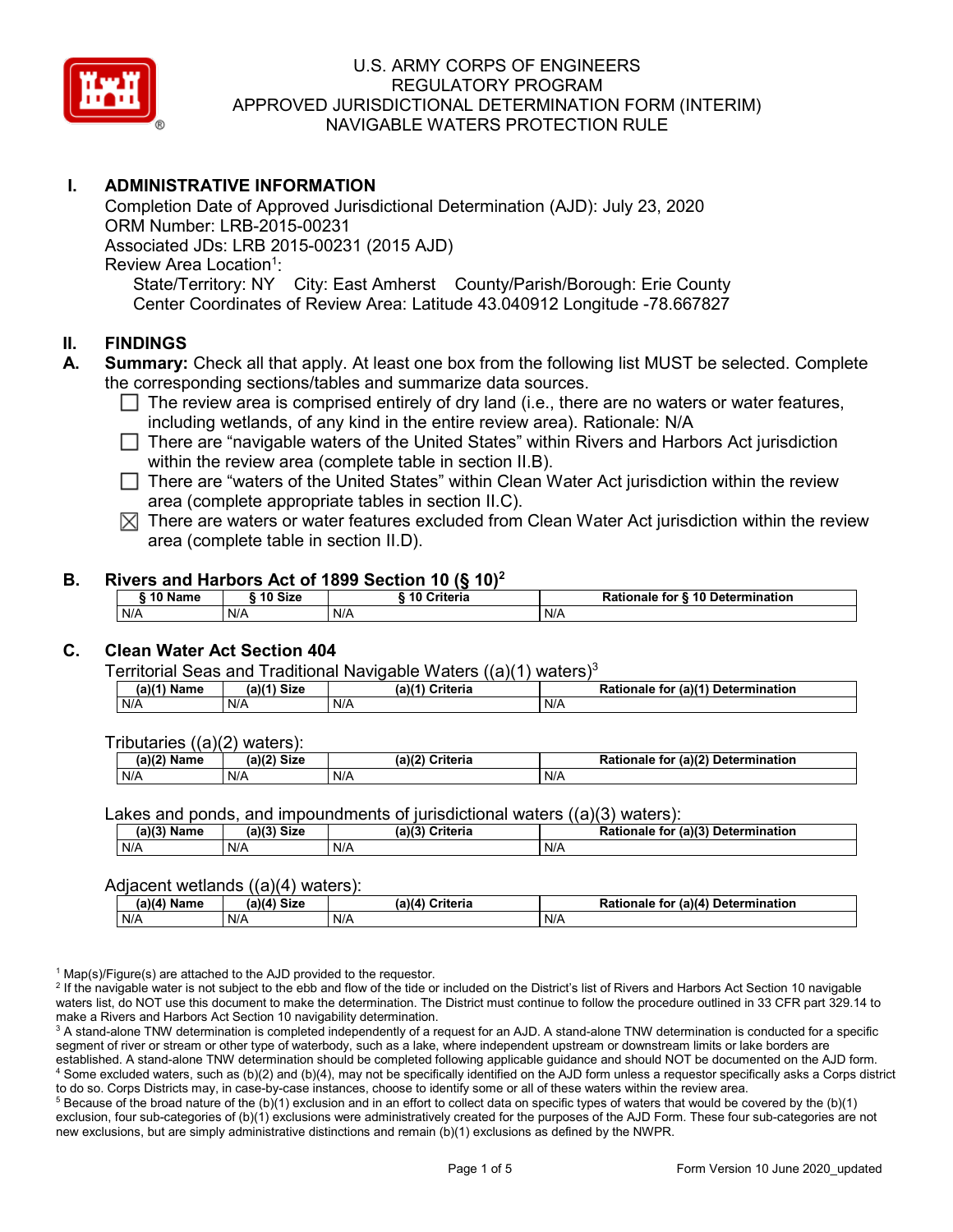U.S. ARMY CORPS OF ENGINEERS
REGULATORY PROGRAM
APPROVED JURISDICTIONAL DETERMINATION FORM (INTERIM)
NAVIGABLE WATERS PROTECTION RULE

## I. ADMINISTRATIVE INFORMATION

Completion Date of Approved Jurisdictional Determination (AJD): July 23, 2020
ORM Number: LRB-2015-00231
Associated JDs: LRB 2015-00231 (2015 AJD)
Review Area Location[1]:
State/Territory: NY City: East Amherst County/Parish/Borough: Erie County
Center Coordinates of Review Area: Latitude 43.040912 Longitude -78.667827

## II. FINDINGS

**A. Summary:** Check all that apply. At least one box from the following list MUST be selected. Complete the corresponding sections/tables and summarize data sources.

- ☐ The review area is comprised entirely of dry land (i.e., there are no waters or water features, including wetlands, of any kind in the entire review area). Rationale: N/A
- ☐ There are "navigable waters of the United States" within Rivers and Harbors Act jurisdiction within the review area (complete table in section II.B).
- ☐ There are "waters of the United States" within Clean Water Act jurisdiction within the review area (complete appropriate tables in section II.C).
- ☒ There are waters or water features excluded from Clean Water Act jurisdiction within the review area (complete table in section II.D).

**B. Rivers and Harbors Act of 1899 Section 10 (§ 10)[2]**

| § 10 Name | § 10 Size | § 10 Criteria | Rationale for § 10 Determination |
|---|---|---|---|
| N/A | N/A | N/A | N/A |

**C. Clean Water Act Section 404**

Territorial Seas and Traditional Navigable Waters ((a)(1) waters)[3]

| (a)(1) Name | (a)(1) Size | (a)(1) Criteria | Rationale for (a)(1) Determination |
|---|---|---|---|
| N/A | N/A | N/A | N/A |

Tributaries ((a)(2) waters):

| (a)(2) Name | (a)(2) Size | (a)(2) Criteria | Rationale for (a)(2) Determination |
|---|---|---|---|
| N/A | N/A | N/A | N/A |

Lakes and ponds, and impoundments of jurisdictional waters ((a)(3) waters):

| (a)(3) Name | (a)(3) Size | (a)(3) Criteria | Rationale for (a)(3) Determination |
|---|---|---|---|
| N/A | N/A | N/A | N/A |

Adjacent wetlands ((a)(4) waters):

| (a)(4) Name | (a)(4) Size | (a)(4) Criteria | Rationale for (a)(4) Determination |
|---|---|---|---|
| N/A | N/A | N/A | N/A |

[1] Map(s)/Figure(s) are attached to the AJD provided to the requestor.
[2] If the navigable water is not subject to the ebb and flow of the tide or included on the District's list of Rivers and Harbors Act Section 10 navigable waters list, do NOT use this document to make the determination. The District must continue to follow the procedure outlined in 33 CFR part 329.14 to make a Rivers and Harbors Act Section 10 navigability determination.
[3] A stand-alone TNW determination is completed independently of a request for an AJD. A stand-alone TNW determination is conducted for a specific segment of river or stream or other type of waterbody, such as a lake, where independent upstream or downstream limits or lake borders are established. A stand-alone TNW determination should be completed following applicable guidance and should NOT be documented on the AJD form.
[4] Some excluded waters, such as (b)(2) and (b)(4), may not be specifically identified on the AJD form unless a requestor specifically asks a Corps district to do so. Corps Districts may, in case-by-case instances, choose to identify some or all of these waters within the review area.
[5] Because of the broad nature of the (b)(1) exclusion and in an effort to collect data on specific types of waters that would be covered by the (b)(1) exclusion, four sub-categories of (b)(1) exclusions were administratively created for the purposes of the AJD Form. These four sub-categories are not new exclusions, but are simply administrative distinctions and remain (b)(1) exclusions as defined by the NWPR.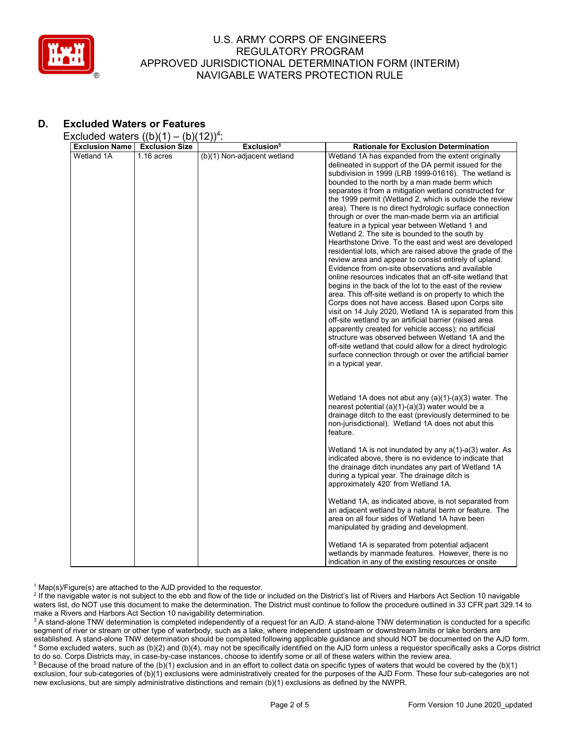## D. Excluded Waters or Features

Excluded waters ((b)(1) – (b)(12))[4]:

| Exclusion Name | Exclusion Size | Exclusion[5] | Rationale for Exclusion Determination |
|---|---|---|---|
| Wetland 1A | 1.16 acres | (b)(1) Non-adjacent wetland | Wetland 1A has expanded from the extent originally delineated in support of the DA permit issued for the subdivision in 1999 (LRB 1999-01616). The wetland is bounded to the north by a man made berm which separates it from a mitigation wetland constructed for the 1999 permit (Wetland 2, which is outside the review area). There is no direct hydrologic surface connection through or over the man-made berm via an artificial feature in a typical year between Wetland 1 and Wetland 2. The site is bounded to the south by Hearthstone Drive. To the east and west are developed residential lots, which are raised above the grade of the review area and appear to consist entirely of upland. Evidence from on-site observations and available online resources indicates that an off-site wetland that begins in the back of the lot to the east of the review area. This off-site wetland is on property to which the Corps does not have access. Based upon Corps site visit on 14 July 2020, Wetland 1A is separated from this off-site wetland by an artificial barrier (raised area apparently created for vehicle access); no artificial structure was observed between Wetland 1A and the off-site wetland that could allow for a direct hydrologic surface connection through or over the artificial barrier in a typical year.<br><br>Wetland 1A does not abut any (a)(1)-(a)(3) water. The nearest potential (a)(1)-(a)(3) water would be a drainage ditch to the east (previously determined to be non-jurisdictional). Wetland 1A does not abut this feature.<br><br>Wetland 1A is not inundated by any a(1)-a(3) water. As indicated above, there is no evidence to indicate that the drainage ditch inundates any part of Wetland 1A during a typical year. The drainage ditch is approximately 420' from Wetland 1A.<br><br>Wetland 1A, as indicated above, is not separated from an adjacent wetland by a natural berm or feature. The area on all four sides of Wetland 1A have been manipulated by grading and development.<br><br>Wetland 1A is separated from potential adjacent wetlands by manmade features. However, there is no indication in any of the existing resources or onsite |

[1] Map(s)/Figure(s) are attached to the AJD provided to the requestor.

[2] If the navigable water is not subject to the ebb and flow of the tide or included on the District's list of Rivers and Harbors Act Section 10 navigable waters list, do NOT use this document to make the determination. The District must continue to follow the procedure outlined in 33 CFR part 329.14 to make a Rivers and Harbors Act Section 10 navigability determination.

[3] A stand-alone TNW determination is completed independently of a request for an AJD. A stand-alone TNW determination is conducted for a specific segment of river or stream or other type of waterbody, such as a lake, where independent upstream or downstream limits or lake borders are established. A stand-alone TNW determination should be completed following applicable guidance and should NOT be documented on the AJD form.

[4] Some excluded waters, such as (b)(2) and (b)(4), may not be specifically identified on the AJD form unless a requestor specifically asks a Corps district to do so. Corps Districts may, in case-by-case instances, choose to identify some or all of these waters within the review area.

[5] Because of the broad nature of the (b)(1) exclusion and in an effort to collect data on specific types of waters that would be covered by the (b)(1) exclusion, four sub-categories of (b)(1) exclusions were administratively created for the purposes of the AJD Form. These four sub-categories are not new exclusions, but are simply administrative distinctions and remain (b)(1) exclusions as defined by the NWPR.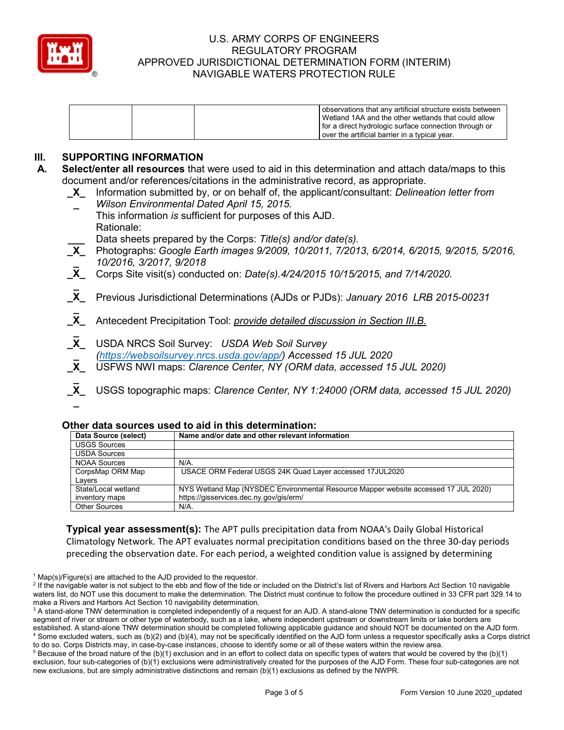| | | | observations that any artificial structure exists between Wetland 1AA and the other wetlands that could allow for a direct hydrologic surface connection through or over the artificial barrier in a typical year. |
|---|---|---|---|

## III. SUPPORTING INFORMATION

**A. Select/enter all resources** that were used to aid in this determination and attach data/maps to this document and/or references/citations in the administrative record, as appropriate.

_X_ Information submitted by, or on behalf of, the applicant/consultant: *Delineation letter from Wilson Environmental Dated April 15, 2015.*
This information *is* sufficient for purposes of this AJD.
Rationale:

___ Data sheets prepared by the Corps: *Title(s) and/or date(s).*

_X_ Photographs: *Google Earth images 9/2009, 10/2011, 7/2013, 6/2014, 6/2015, 9/2015, 5/2016, 10/2016, 3/2017, 9/2018*

_X_ Corps Site visit(s) conducted on: *Date(s).4/24/2015 10/15/2015, and 7/14/2020.*

_X_ Previous Jurisdictional Determinations (AJDs or PJDs): *January 2016 LRB 2015-00231*

_X_ Antecedent Precipitation Tool: *provide detailed discussion in Section III.B.*

_X_ USDA NRCS Soil Survey: *USDA Web Soil Survey (https://websoilsurvey.nrcs.usda.gov/app/) Accessed 15 JUL 2020*

_X_ USFWS NWI maps: *Clarence Center, NY (ORM data, accessed 15 JUL 2020)*

_X_ USGS topographic maps: *Clarence Center, NY 1:24000 (ORM data, accessed 15 JUL 2020)*

### Other data sources used to aid in this determination:

| Data Source (select) | Name and/or date and other relevant information |
|---|---|
| USGS Sources | |
| USDA Sources | |
| NOAA Sources | N/A. |
| CorpsMap ORM Map Layers | USACE ORM Federal USGS 24K Quad Layer accessed 17JUL2020 |
| State/Local wetland inventory maps | NYS Wetland Map (NYSDEC Environmental Resource Mapper website accessed 17 JUL 2020) https://gisservices.dec.ny.gov/gis/erm/ |
| Other Sources | N/A. |

**Typical year assessment(s):** The APT pulls precipitation data from NOAA's Daily Global Historical Climatology Network. The APT evaluates normal precipitation conditions based on the three 30-day periods preceding the observation date. For each period, a weighted condition value is assigned by determining

[1] Map(s)/Figure(s) are attached to the AJD provided to the requestor.
[2] If the navigable water is not subject to the ebb and flow of the tide or included on the District's list of Rivers and Harbors Act Section 10 navigable waters list, do NOT use this document to make the determination. The District must continue to follow the procedure outlined in 33 CFR part 329.14 to make a Rivers and Harbors Act Section 10 navigability determination.
[3] A stand-alone TNW determination is completed independently of a request for an AJD. A stand-alone TNW determination is conducted for a specific segment of river or stream or other type of waterbody, such as a lake, where independent upstream or downstream limits or lake borders are established. A stand-alone TNW determination should be completed following applicable guidance and should NOT be documented on the AJD form.
[4] Some excluded waters, such as (b)(2) and (b)(4), may not be specifically identified on the AJD form unless a requestor specifically asks a Corps district to do so. Corps Districts may, in case-by-case instances, choose to identify some or all of these waters within the review area.
[5] Because of the broad nature of the (b)(1) exclusion and in an effort to collect data on specific types of waters that would be covered by the (b)(1) exclusion, four sub-categories of (b)(1) exclusions were administratively created for the purposes of the AJD Form. These four sub-categories are not new exclusions, but are simply administrative distinctions and remain (b)(1) exclusions as defined by the NWPR.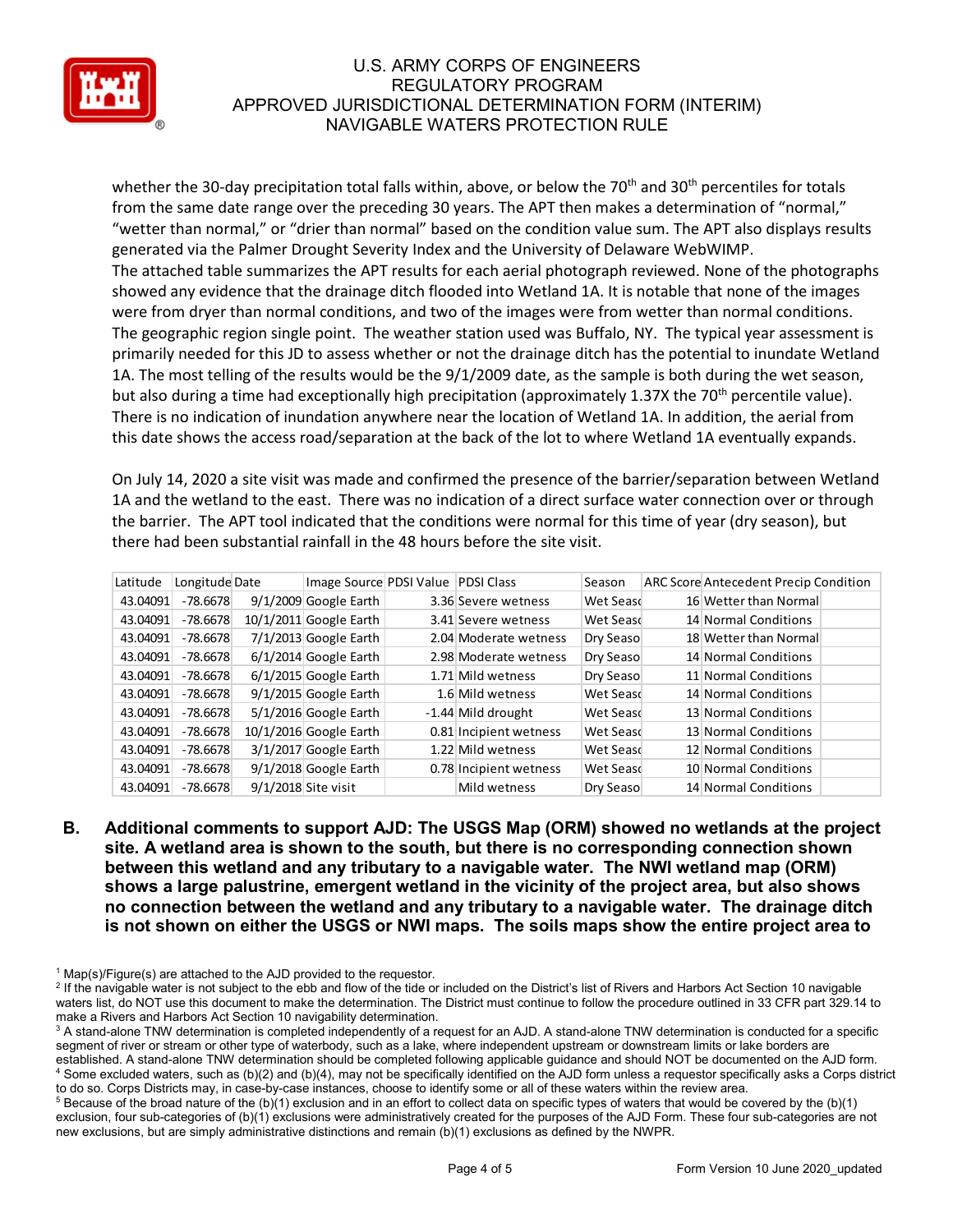whether the 30-day precipitation total falls within, above, or below the 70th and 30th percentiles for totals from the same date range over the preceding 30 years. The APT then makes a determination of "normal," "wetter than normal," or "drier than normal" based on the condition value sum. The APT also displays results generated via the Palmer Drought Severity Index and the University of Delaware WebWIMP.
The attached table summarizes the APT results for each aerial photograph reviewed. None of the photographs showed any evidence that the drainage ditch flooded into Wetland 1A. It is notable that none of the images were from dryer than normal conditions, and two of the images were from wetter than normal conditions. The geographic region single point. The weather station used was Buffalo, NY. The typical year assessment is primarily needed for this JD to assess whether or not the drainage ditch has the potential to inundate Wetland 1A. The most telling of the results would be the 9/1/2009 date, as the sample is both during the wet season, but also during a time had exceptionally high precipitation (approximately 1.37X the 70th percentile value). There is no indication of inundation anywhere near the location of Wetland 1A. In addition, the aerial from this date shows the access road/separation at the back of the lot to where Wetland 1A eventually expands.

On July 14, 2020 a site visit was made and confirmed the presence of the barrier/separation between Wetland 1A and the wetland to the east. There was no indication of a direct surface water connection over or through the barrier. The APT tool indicated that the conditions were normal for this time of year (dry season), but there had been substantial rainfall in the 48 hours before the site visit.

| Latitude | Longitude | Date | Image Source | PDSI Value | PDSI Class | Season | ARC Score | Antecedent Precip Condition |
|---|---|---|---|---|---|---|---|---|
| 43.04091 | -78.6678 | 9/1/2009 | Google Earth | 3.36 | Severe wetness | Wet Seaso | 16 | Wetter than Normal |
| 43.04091 | -78.6678 | 10/1/2011 | Google Earth | 3.41 | Severe wetness | Wet Seaso | 14 | Normal Conditions |
| 43.04091 | -78.6678 | 7/1/2013 | Google Earth | 2.04 | Moderate wetness | Dry Seaso | 18 | Wetter than Normal |
| 43.04091 | -78.6678 | 6/1/2014 | Google Earth | 2.98 | Moderate wetness | Dry Seaso | 14 | Normal Conditions |
| 43.04091 | -78.6678 | 6/1/2015 | Google Earth | 1.71 | Mild wetness | Dry Seaso | 11 | Normal Conditions |
| 43.04091 | -78.6678 | 9/1/2015 | Google Earth | 1.6 | Mild wetness | Wet Seaso | 14 | Normal Conditions |
| 43.04091 | -78.6678 | 5/1/2016 | Google Earth | -1.44 | Mild drought | Wet Seaso | 13 | Normal Conditions |
| 43.04091 | -78.6678 | 10/1/2016 | Google Earth | 0.81 | Incipient wetness | Wet Seaso | 13 | Normal Conditions |
| 43.04091 | -78.6678 | 3/1/2017 | Google Earth | 1.22 | Mild wetness | Wet Seaso | 12 | Normal Conditions |
| 43.04091 | -78.6678 | 9/1/2018 | Google Earth | 0.78 | Incipient wetness | Wet Seaso | 10 | Normal Conditions |
| 43.04091 | -78.6678 | 9/1/2018 | Site visit | | Mild wetness | Dry Seaso | 14 | Normal Conditions |

**B. Additional comments to support AJD: The USGS Map (ORM) showed no wetlands at the project site. A wetland area is shown to the south, but there is no corresponding connection shown between this wetland and any tributary to a navigable water. The NWI wetland map (ORM) shows a large palustrine, emergent wetland in the vicinity of the project area, but also shows no connection between the wetland and any tributary to a navigable water. The drainage ditch is not shown on either the USGS or NWI maps. The soils maps show the entire project area to**

[1] Map(s)/Figure(s) are attached to the AJD provided to the requestor.
[2] If the navigable water is not subject to the ebb and flow of the tide or included on the District's list of Rivers and Harbors Act Section 10 navigable waters list, do NOT use this document to make the determination. The District must continue to follow the procedure outlined in 33 CFR part 329.14 to make a Rivers and Harbors Act Section 10 navigability determination.
[3] A stand-alone TNW determination is completed independently of a request for an AJD. A stand-alone TNW determination is conducted for a specific segment of river or stream or other type of waterbody, such as a lake, where independent upstream or downstream limits or lake borders are established. A stand-alone TNW determination should be completed following applicable guidance and should NOT be documented on the AJD form.
[4] Some excluded waters, such as (b)(2) and (b)(4), may not be specifically identified on the AJD form unless a requestor specifically asks a Corps district to do so. Corps Districts may, in case-by-case instances, choose to identify some or all of these waters within the review area.
[5] Because of the broad nature of the (b)(1) exclusion and in an effort to collect data on specific types of waters that would be covered by the (b)(1) exclusion, four sub-categories of (b)(1) exclusions were administratively created for the purposes of the AJD Form. These four sub-categories are not new exclusions, but are simply administrative distinctions and remain (b)(1) exclusions as defined by the NWPR.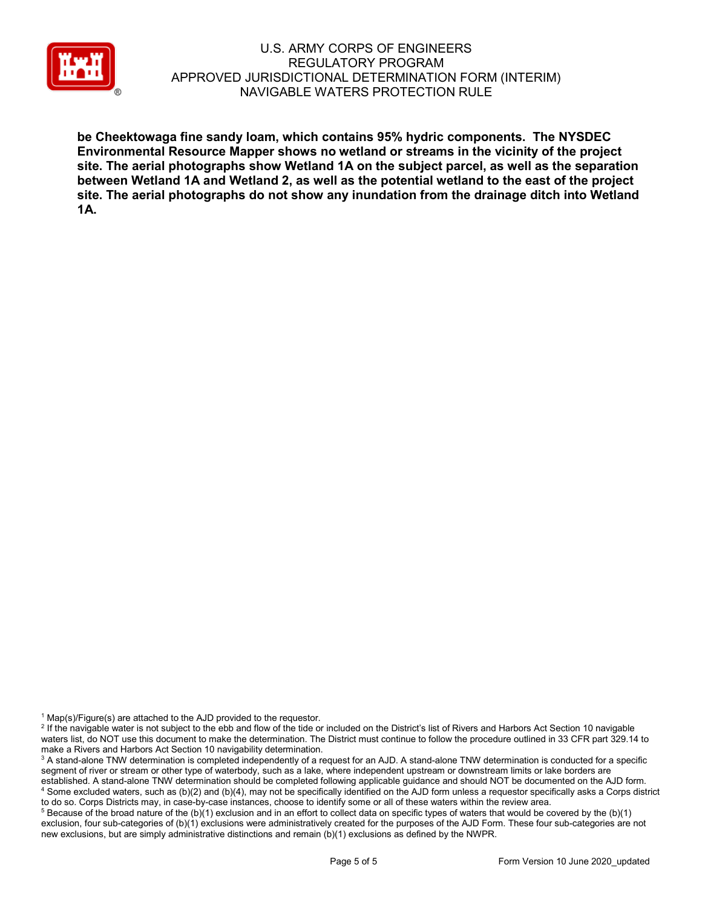**be Cheektowaga fine sandy loam, which contains 95% hydric components. The NYSDEC Environmental Resource Mapper shows no wetland or streams in the vicinity of the project site. The aerial photographs show Wetland 1A on the subject parcel, as well as the separation between Wetland 1A and Wetland 2, as well as the potential wetland to the east of the project site. The aerial photographs do not show any inundation from the drainage ditch into Wetland 1A.**

[1] Map(s)/Figure(s) are attached to the AJD provided to the requestor.

[2] If the navigable water is not subject to the ebb and flow of the tide or included on the District's list of Rivers and Harbors Act Section 10 navigable waters list, do NOT use this document to make the determination. The District must continue to follow the procedure outlined in 33 CFR part 329.14 to make a Rivers and Harbors Act Section 10 navigability determination.

[3] A stand-alone TNW determination is completed independently of a request for an AJD. A stand-alone TNW determination is conducted for a specific segment of river or stream or other type of waterbody, such as a lake, where independent upstream or downstream limits or lake borders are established. A stand-alone TNW determination should be completed following applicable guidance and should NOT be documented on the AJD form.

[4] Some excluded waters, such as (b)(2) and (b)(4), may not be specifically identified on the AJD form unless a requestor specifically asks a Corps district to do so. Corps Districts may, in case-by-case instances, choose to identify some or all of these waters within the review area.

[5] Because of the broad nature of the (b)(1) exclusion and in an effort to collect data on specific types of waters that would be covered by the (b)(1) exclusion, four sub-categories of (b)(1) exclusions were administratively created for the purposes of the AJD Form. These four sub-categories are not new exclusions, but are simply administrative distinctions and remain (b)(1) exclusions as defined by the NWPR.